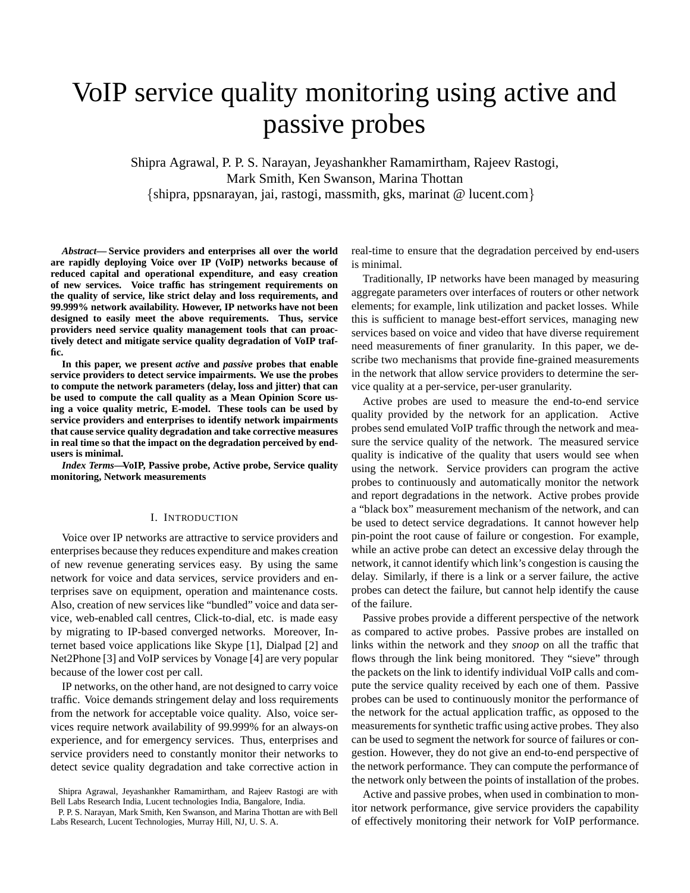# VoIP service quality monitoring using active and passive probes

Shipra Agrawal, P. P. S. Narayan, Jeyashankher Ramamirtham, Rajeev Rastogi, Mark Smith, Ken Swanson, Marina Thottan
{shipra, ppsnarayan, jai, rastogi, massmith, gks, marinat @ lucent.com}

***Abstract*— Service providers and enterprises all over the world are rapidly deploying Voice over IP (VoIP) networks because of reduced capital and operational expenditure, and easy creation of new services. Voice traffic has stringent requirements on the quality of service, like strict delay and loss requirements, and 99.999% network availability. However, IP networks have not been designed to easily meet the above requirements. Thus, service providers need service quality management tools that can proactively detect and mitigate service quality degradation of VoIP traffic.**

**In this paper, we present *active* and *passive* probes that enable service providers to detect service impairments. We use the probes to compute the network parameters (delay, loss and jitter) that can be used to compute the call quality as a Mean Opinion Score using a voice quality metric, E-model. These tools can be used by service providers and enterprises to identify network impairments that cause service quality degradation and take corrective measures in real time so that the impact on the degradation perceived by end-users is minimal.**

***Index Terms*—VoIP, Passive probe, Active probe, Service quality monitoring, Network measurements**

## I. Introduction

Voice over IP networks are attractive to service providers and enterprises because they reduces expenditure and makes creation of new services easy. By using the same network for voice and data services, service providers and enterprises save on equipment, operation and maintenance costs. Also, creation of new services like "bundled" voice and data service, web-enabled call centres, Click-to-dial, etc. is made easy by migrating to IP-based converged networks. Moreover, Internet based voice applications like Skype [1], Dialpad [2] and Net2Phone [3] and VoIP services by Vonage [4] are very popular because of the lower cost per call.

IP networks, on the other hand, are not designed to carry voice traffic. Voice demands stringent delay and loss requirements from the network for acceptable voice quality. Also, voice services require network availability of 99.999% for an always-on experience, and for emergency services. Thus, enterprises and service providers need to constantly monitor their networks to detect sevice quality degradation and take corrective action in real-time to ensure that the degradation perceived by end-users is minimal.

Traditionally, IP networks have been managed by measuring aggregate parameters over interfaces of routers or other network elements; for example, link utilization and packet losses. While this is sufficient to manage best-effort services, managing new services based on voice and video that have diverse requirement need measurements of finer granularity. In this paper, we describe two mechanisms that provide fine-grained measurements in the network that allow service providers to determine the service quality at a per-service, per-user granularity.

Active probes are used to measure the end-to-end service quality provided by the network for an application. Active probes send emulated VoIP traffic through the network and measure the service quality of the network. The measured service quality is indicative of the quality that users would see when using the network. Service providers can program the active probes to continuously and automatically monitor the network and report degradations in the network. Active probes provide a "black box" measurement mechanism of the network, and can be used to detect service degradations. It cannot however help pin-point the root cause of failure or congestion. For example, while an active probe can detect an excessive delay through the network, it cannot identify which link's congestion is causing the delay. Similarly, if there is a link or a server failure, the active probes can detect the failure, but cannot help identify the cause of the failure.

Passive probes provide a different perspective of the network as compared to active probes. Passive probes are installed on links within the network and they *snoop* on all the traffic that flows through the link being monitored. They "sieve" through the packets on the link to identify individual VoIP calls and compute the service quality received by each one of them. Passive probes can be used to continuously monitor the performance of the network for the actual application traffic, as opposed to the measurements for synthetic traffic using active probes. They also can be used to segment the network for source of failures or congestion. However, they do not give an end-to-end perspective of the network performance. They can compute the performance of the network only between the points of installation of the probes.

Active and passive probes, when used in combination to monitor network performance, give service providers the capability of effectively monitoring their network for VoIP performance.

Shipra Agrawal, Jeyashankher Ramamirtham, and Rajeev Rastogi are with Bell Labs Research India, Lucent technologies India, Bangalore, India.

P. P. S. Narayan, Mark Smith, Ken Swanson, and Marina Thottan are with Bell Labs Research, Lucent Technologies, Murray Hill, NJ, U. S. A.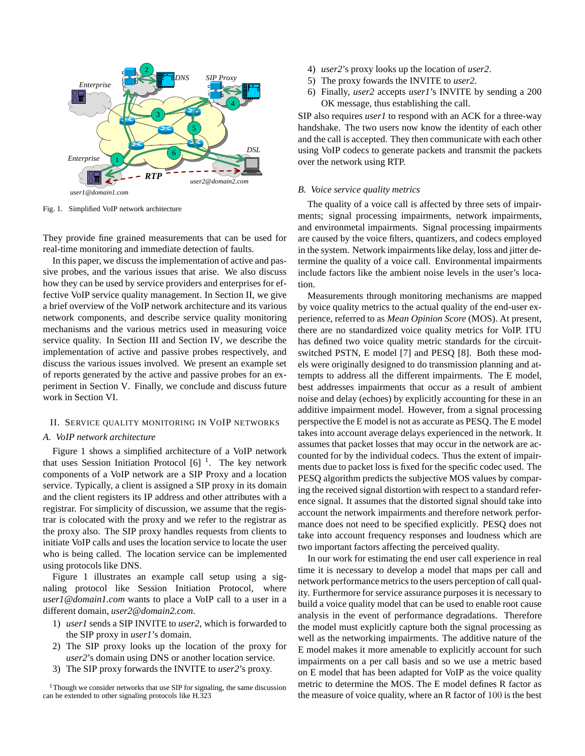Enterprise

DNS

SIP Proxy

Enterprise

DSL

RTP

user2@domain2.com

user1@domain1.com

1

2

3

4

5

6

Fig. 1. Simplified VoIP network architecture

They provide fine grained measurements that can be used for real-time monitoring and immediate detection of faults.

In this paper, we discuss the implementation of active and passive probes, and the various issues that arise. We also discuss how they can be used by service providers and enterprises for effective VoIP service quality management. In Section II, we give a brief overview of the VoIP network architecture and its various network components, and describe service quality monitoring mechanisms and the various metrics used in measuring voice service quality. In Section III and Section IV, we describe the implementation of active and passive probes respectively, and discuss the various issues involved. We present an example set of reports generated by the active and passive probes for an experiment in Section V. Finally, we conclude and discuss future work in Section VI.

## II. Service quality monitoring in VoIP networks

### A. VoIP network architecture

Figure 1 shows a simplified architecture of a VoIP network that uses Session Initiation Protocol [6] [1]. The key network components of a VoIP network are a SIP Proxy and a location service. Typically, a client is assigned a SIP proxy in its domain and the client registers its IP address and other attributes with a registrar. For simplicity of discussion, we assume that the registrar is colocated with the proxy and we refer to the registrar as the proxy also. The SIP proxy handles requests from clients to initiate VoIP calls and uses the location service to locate the user who is being called. The location service can be implemented using protocols like DNS.

Figure 1 illustrates an example call setup using a signaling protocol like Session Initiation Protocol, where *user1@domain1.com* wants to place a VoIP call to a user in a different domain, *user2@domain2.com*.

1) *user1* sends a SIP INVITE to *user2*, which is forwarded to the SIP proxy in *user1*'s domain.
2) The SIP proxy looks up the location of the proxy for *user2*'s domain using DNS or another location service.
3) The SIP proxy forwards the INVITE to *user2*'s proxy.
4) *user2*'s proxy looks up the location of *user2*.
5) The proxy fowards the INVITE to *user2*.
6) Finally, *user2* accepts *user1*'s INVITE by sending a 200 OK message, thus establishing the call.

SIP also requires *user1* to respond with an ACK for a three-way handshake. The two users now know the identity of each other and the call is accepted. They then communicate with each other using VoIP codecs to generate packets and transmit the packets over the network using RTP.

[1] Though we consider networks that use SIP for signaling, the same discussion can be extended to other signaling protocols like H.323

### B. Voice service quality metrics

The quality of a voice call is affected by three sets of impairments; signal processing impairments, network impairments, and environmental impairments. Signal processing impairments are caused by the voice filters, quantizers, and codecs employed in the system. Network impairments like delay, loss and jitter determine the quality of a voice call. Environmental impairments include factors like the ambient noise levels in the user's location.

Measurements through monitoring mechanisms are mapped by voice quality metrics to the actual quality of the end-user experience, referred to as *Mean Opinion Score* (MOS). At present, there are no standardized voice quality metrics for VoIP. ITU has defined two voice quality metric standards for the circuit-switched PSTN, E model [7] and PESQ [8]. Both these models were originally designed to do transmission planning and attempts to address all the different impairments. The E model, best addresses impairments that occur as a result of ambient noise and delay (echoes) by explicitly accounting for these in an additive impairment model. However, from a signal processing perspective the E model is not as accurate as PESQ. The E model takes into account average delays experienced in the network. It assumes that packet losses that may occur in the network are accounted for by the individual codecs. Thus the extent of impairments due to packet loss is fixed for the specific codec used. The PESQ algorithm predicts the subjective MOS values by comparing the received signal distortion with respect to a standard reference signal. It assumes that the distorted signal should take into account the network impairments and therefore network performance does not need to be specified explicitly. PESQ does not take into account frequency responses and loudness which are two important factors affecting the perceived quality.

In our work for estimating the end user call experience in real time it is necessary to develop a model that maps per call and network performance metrics to the users perception of call quality. Furthermore for service assurance purposes it is necessary to build a voice quality model that can be used to enable root cause analysis in the event of performance degradations. Therefore the model must explicitly capture both the signal processing as well as the networking impairments. The additive nature of the E model makes it more amenable to explicitly account for such impairments on a per call basis and so we use a metric based on E model that has been adapted for VoIP as the voice quality metric to determine the MOS. The E model defines R factor as the measure of voice quality, where an R factor of 100 is the best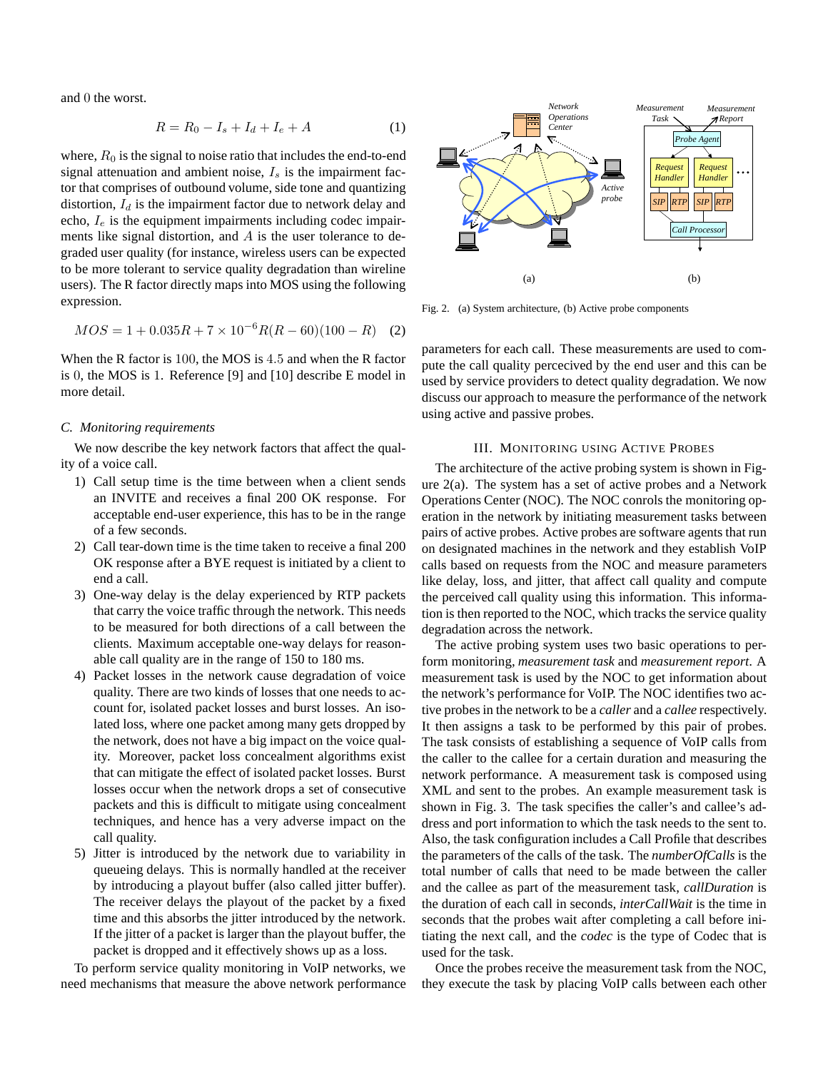and 0 the worst.

$$R = R_0 - I_s + I_d + I_e + A \tag{1}$$

where, $R_0$ is the signal to noise ratio that includes the end-to-end signal attenuation and ambient noise, $I_s$ is the impairment factor that comprises of outbound volume, side tone and quantizing distortion, $I_d$ is the impairment factor due to network delay and echo, $I_e$ is the equipment impairments including codec impairments like signal distortion, and $A$ is the user tolerance to degraded user quality (for instance, wireless users can be expected to be more tolerant to service quality degradation than wireline users). The R factor directly maps into MOS using the following expression.

$$MOS = 1 + 0.035R + 7 \times 10^{-6}R(R-60)(100-R) \tag{2}$$

When the R factor is 100, the MOS is 4.5 and when the R factor is 0, the MOS is 1. Reference [9] and [10] describe E model in more detail.

### C. Monitoring requirements

We now describe the key network factors that affect the quality of a voice call.

1) Call setup time is the time between when a client sends an INVITE and receives a final 200 OK response. For acceptable end-user experience, this has to be in the range of a few seconds.
2) Call tear-down time is the time taken to receive a final 200 OK response after a BYE request is initiated by a client to end a call.
3) One-way delay is the delay experienced by RTP packets that carry the voice traffic through the network. This needs to be measured for both directions of a call between the clients. Maximum acceptable one-way delays for reasonable call quality are in the range of 150 to 180 ms.
4) Packet losses in the network cause degradation of voice quality. There are two kinds of losses that one needs to account for, isolated packet losses and burst losses. An isolated loss, where one packet among many gets dropped by the network, does not have a big impact on the voice quality. Moreover, packet loss concealment algorithms exist that can mitigate the effect of isolated packet losses. Burst losses occur when the network drops a set of consecutive packets and this is difficult to mitigate using concealment techniques, and hence has a very adverse impact on the call quality.
5) Jitter is introduced by the network due to variability in queueing delays. This is normally handled at the receiver by introducing a playout buffer (also called jitter buffer). The receiver delays the playout of the packet by a fixed time and this absorbs the jitter introduced by the network. If the jitter of a packet is larger than the playout buffer, the packet is dropped and it effectively shows up as a loss.

To perform service quality monitoring in VoIP networks, we need mechanisms that measure the above network performance parameters for each call. These measurements are used to compute the call quality percecived by the end user and this can be used by service providers to detect quality degradation. We now discuss our approach to measure the performance of the network using active and passive probes.

Fig. 2. (a) System architecture, (b) Active probe components

## III. Monitoring using Active Probes

The architecture of the active probing system is shown in Figure 2(a). The system has a set of active probes and a Network Operations Center (NOC). The NOC conrols the monitoring operation in the network by initiating measurement tasks between pairs of active probes. Active probes are software agents that run on designated machines in the network and they establish VoIP calls based on requests from the NOC and measure parameters like delay, loss, and jitter, that affect call quality and compute the perceived call quality using this information. This information is then reported to the NOC, which tracks the service quality degradation across the network.

The active probing system uses two basic operations to perform monitoring, *measurement task* and *measurement report*. A measurement task is used by the NOC to get information about the network's performance for VoIP. The NOC identifies two active probes in the network to be a *caller* and a *callee* respectively. It then assigns a task to be performed by this pair of probes. The task consists of establishing a sequence of VoIP calls from the caller to the callee for a certain duration and measuring the network performance. A measurement task is composed using XML and sent to the probes. An example measurement task is shown in Fig. 3. The task specifies the caller's and callee's address and port information to which the task needs to the sent to. Also, the task configuration includes a Call Profile that describes the parameters of the calls of the task. The *numberOfCalls* is the total number of calls that need to be made between the caller and the callee as part of the measurement task, *callDuration* is the duration of each call in seconds, *interCallWait* is the time in seconds that the probes wait after completing a call before initiating the next call, and the *codec* is the type of Codec that is used for the task.

Once the probes receive the measurement task from the NOC, they execute the task by placing VoIP calls between each other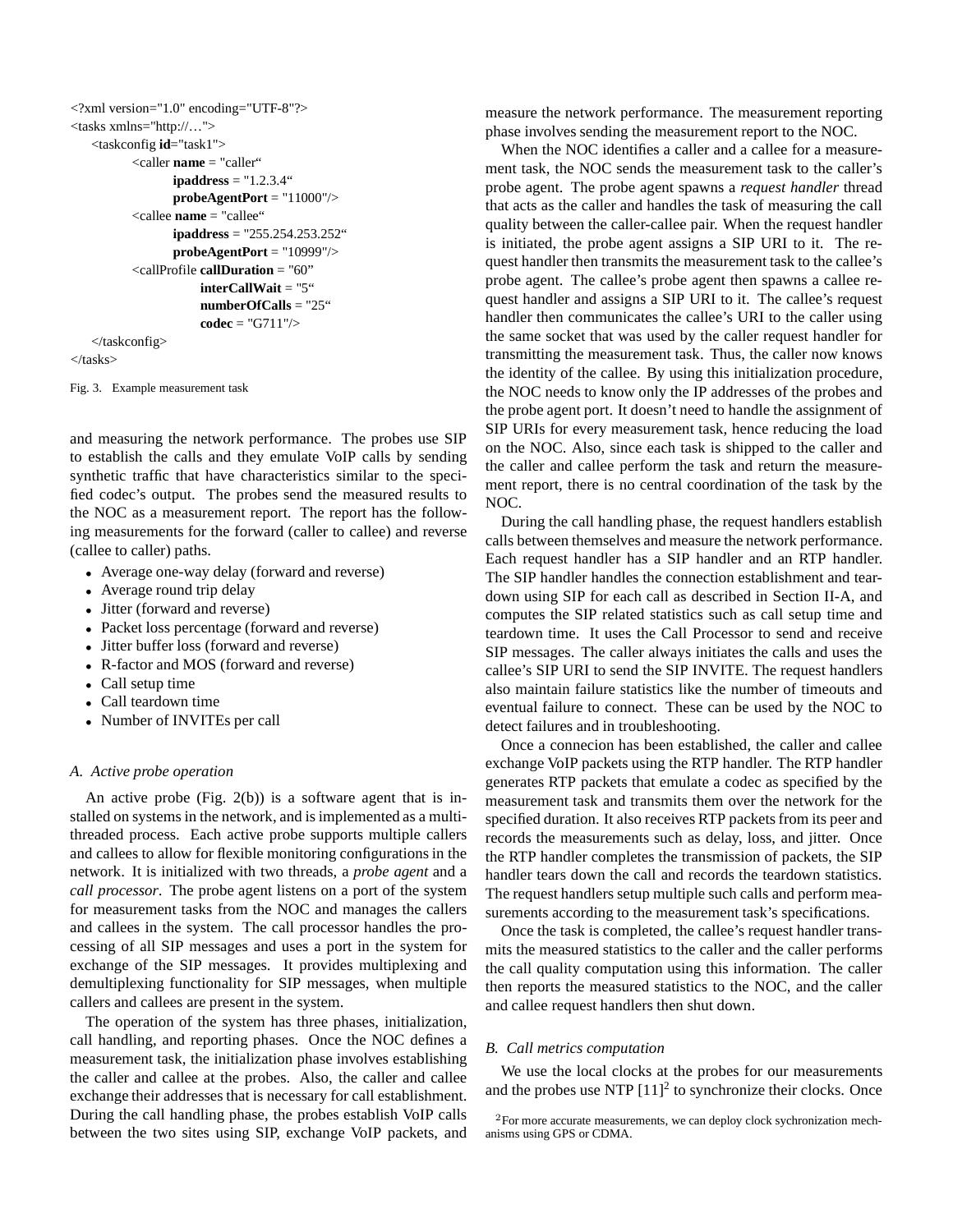```
<?xml version="1.0" encoding="UTF-8"?>
<tasks xmlns="http://…">
    <taskconfig id="task1">
        <caller name = "caller"
            ipaddress = "1.2.3.4"
            probeAgentPort = "11000"/>
        <callee name = "callee"
            ipaddress = "255.254.253.252"
            probeAgentPort = "10999"/>
        <callProfile callDuration = "60"
                interCallWait = "5"
                numberOfCalls = "25"
                codec = "G711"/>
    </taskconfig>
</tasks>
```

Fig. 3. Example measurement task

and measuring the network performance. The probes use SIP to establish the calls and they emulate VoIP calls by sending synthetic traffic that have characteristics similar to the specified codec's output. The probes send the measured results to the NOC as a measurement report. The report has the following measurements for the forward (caller to callee) and reverse (callee to caller) paths.

- Average one-way delay (forward and reverse)
- Average round trip delay
- Jitter (forward and reverse)
- Packet loss percentage (forward and reverse)
- Jitter buffer loss (forward and reverse)
- R-factor and MOS (forward and reverse)
- Call setup time
- Call teardown time
- Number of INVITEs per call

### A. Active probe operation

An active probe (Fig. 2(b)) is a software agent that is installed on systems in the network, and is implemented as a multi-threaded process. Each active probe supports multiple callers and callees to allow for flexible monitoring configurations in the network. It is initialized with two threads, a *probe agent* and a *call processor*. The probe agent listens on a port of the system for measurement tasks from the NOC and manages the callers and callees in the system. The call processor handles the processing of all SIP messages and uses a port in the system for exchange of the SIP messages. It provides multiplexing and demultiplexing functionality for SIP messages, when multiple callers and callees are present in the system.

The operation of the system has three phases, initialization, call handling, and reporting phases. Once the NOC defines a measurement task, the initialization phase involves establishing the caller and callee at the probes. Also, the caller and callee exchange their addresses that is necessary for call establishment. During the call handling phase, the probes establish VoIP calls between the two sites using SIP, exchange VoIP packets, and measure the network performance. The measurement reporting phase involves sending the measurement report to the NOC.

When the NOC identifies a caller and a callee for a measurement task, the NOC sends the measurement task to the caller's probe agent. The probe agent spawns a *request handler* thread that acts as the caller and handles the task of measuring the call quality between the caller-callee pair. When the request handler is initiated, the probe agent assigns a SIP URI to it. The request handler then transmits the measurement task to the callee's probe agent. The callee's probe agent then spawns a callee request handler and assigns a SIP URI to it. The callee's request handler then communicates the callee's URI to the caller using the same socket that was used by the caller request handler for transmitting the measurement task. Thus, the caller now knows the identity of the callee. By using this initialization procedure, the NOC needs to know only the IP addresses of the probes and the probe agent port. It doesn't need to handle the assignment of SIP URIs for every measurement task, hence reducing the load on the NOC. Also, since each task is shipped to the caller and the caller and callee perform the task and return the measurement report, there is no central coordination of the task by the NOC.

During the call handling phase, the request handlers establish calls between themselves and measure the network performance. Each request handler has a SIP handler and an RTP handler. The SIP handler handles the connection establishment and teardown using SIP for each call as described in Section II-A, and computes the SIP related statistics such as call setup time and teardown time. It uses the Call Processor to send and receive SIP messages. The caller always initiates the calls and uses the callee's SIP URI to send the SIP INVITE. The request handlers also maintain failure statistics like the number of timeouts and eventual failure to connect. These can be used by the NOC to detect failures and in troubleshooting.

Once a connecion has been established, the caller and callee exchange VoIP packets using the RTP handler. The RTP handler generates RTP packets that emulate a codec as specified by the measurement task and transmits them over the network for the specified duration. It also receives RTP packets from its peer and records the measurements such as delay, loss, and jitter. Once the RTP handler completes the transmission of packets, the SIP handler tears down the call and records the teardown statistics. The request handlers setup multiple such calls and perform measurements according to the measurement task's specifications.

Once the task is completed, the callee's request handler transmits the measured statistics to the caller and the caller performs the call quality computation using this information. The caller then reports the measured statistics to the NOC, and the caller and callee request handlers then shut down.

### B. Call metrics computation

We use the local clocks at the probes for our measurements and the probes use NTP [11][2] to synchronize their clocks. Once

[2] For more accurate measurements, we can deploy clock sychronization mechanisms using GPS or CDMA.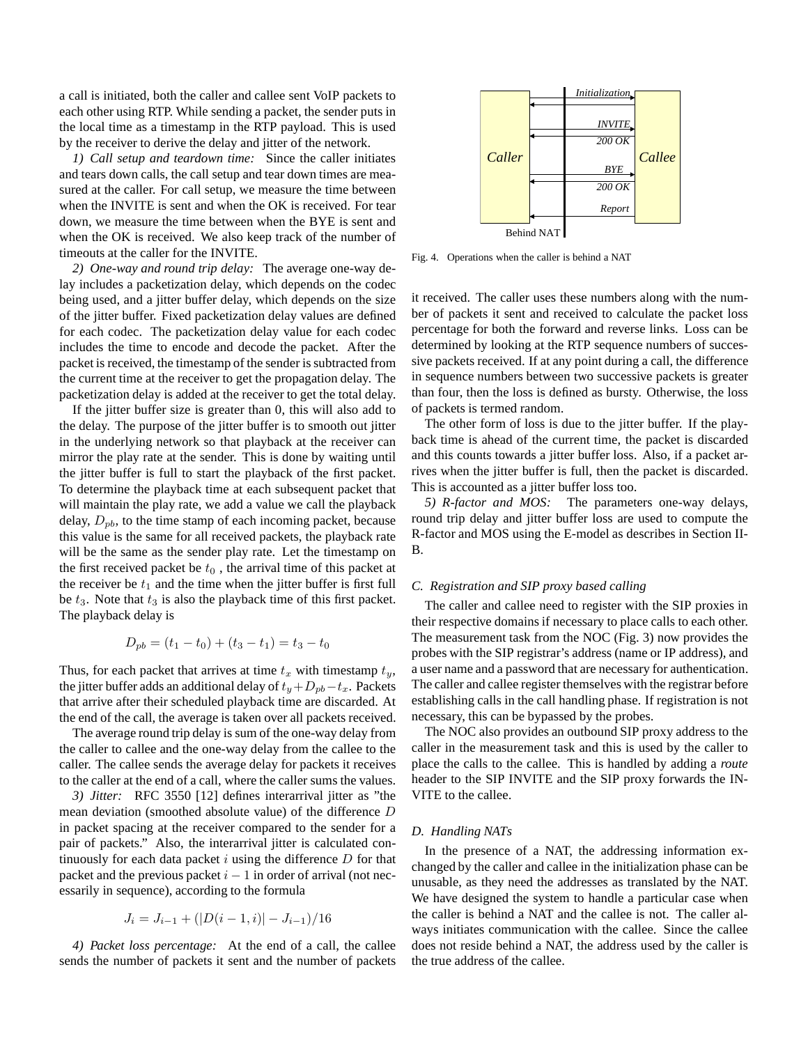a call is initiated, both the caller and callee sent VoIP packets to each other using RTP. While sending a packet, the sender puts in the local time as a timestamp in the RTP payload. This is used by the receiver to derive the delay and jitter of the network.

*1) Call setup and teardown time:* Since the caller initiates and tears down calls, the call setup and tear down times are measured at the caller. For call setup, we measure the time between when the INVITE is sent and when the OK is received. For tear down, we measure the time between when the BYE is sent and when the OK is received. We also keep track of the number of timeouts at the caller for the INVITE.

*2) One-way and round trip delay:* The average one-way delay includes a packetization delay, which depends on the codec being used, and a jitter buffer delay, which depends on the size of the jitter buffer. Fixed packetization delay values are defined for each codec. The packetization delay value for each codec includes the time to encode and decode the packet. After the packet is received, the timestamp of the sender is subtracted from the current time at the receiver to get the propagation delay. The packetization delay is added at the receiver to get the total delay.

If the jitter buffer size is greater than 0, this will also add to the delay. The purpose of the jitter buffer is to smooth out jitter in the underlying network so that playback at the receiver can mirror the play rate at the sender. This is done by waiting until the jitter buffer is full to start the playback of the first packet. To determine the playback time at each subsequent packet that will maintain the play rate, we add a value we call the playback delay, $D_{pb}$, to the time stamp of each incoming packet, because this value is the same for all received packets, the playback rate will be the same as the sender play rate. Let the timestamp on the first received packet be $t_0$ , the arrival time of this packet at the receiver be $t_1$ and the time when the jitter buffer is first full be $t_3$. Note that $t_3$ is also the playback time of this first packet. The playback delay is

$$D_{pb} = (t_1 - t_0) + (t_3 - t_1) = t_3 - t_0$$

Thus, for each packet that arrives at time $t_x$ with timestamp $t_y$, the jitter buffer adds an additional delay of $t_y + D_{pb} - t_x$. Packets that arrive after their scheduled playback time are discarded. At the end of the call, the average is taken over all packets received.

The average round trip delay is sum of the one-way delay from the caller to callee and the one-way delay from the callee to the caller. The callee sends the average delay for packets it receives to the caller at the end of a call, where the caller sums the values.

*3) Jitter:* RFC 3550 [12] defines interarrival jitter as "the mean deviation (smoothed absolute value) of the difference $D$ in packet spacing at the receiver compared to the sender for a pair of packets." Also, the interarrival jitter is calculated continuously for each data packet $i$ using the difference $D$ for that packet and the previous packet $i-1$ in order of arrival (not necessarily in sequence), according to the formula

$$J_i = J_{i-1} + (|D(i-1, i)| - J_{i-1})/16$$

*4) Packet loss percentage:* At the end of a call, the callee sends the number of packets it sent and the number of packets it received. The caller uses these numbers along with the number of packets it sent and received to calculate the packet loss percentage for both the forward and reverse links. Loss can be determined by looking at the RTP sequence numbers of successive packets received. If at any point during a call, the difference in sequence numbers between two successive packets is greater than four, then the loss is defined as bursty. Otherwise, the loss of packets is termed random.

The other form of loss is due to the jitter buffer. If the playback time is ahead of the current time, the packet is discarded and this counts towards a jitter buffer loss. Also, if a packet arrives when the jitter buffer is full, then the packet is discarded. This is accounted as a jitter buffer loss too.

*5) R-factor and MOS:* The parameters one-way delays, round trip delay and jitter buffer loss are used to compute the R-factor and MOS using the E-model as describes in Section II-B.

Fig. 4. Operations when the caller is behind a NAT

### C. Registration and SIP proxy based calling

The caller and callee need to register with the SIP proxies in their respective domains if necessary to place calls to each other. The measurement task from the NOC (Fig. 3) now provides the probes with the SIP registrar's address (name or IP address), and a user name and a password that are necessary for authentication. The caller and callee register themselves with the registrar before establishing calls in the call handling phase. If registration is not necessary, this can be bypassed by the probes.

The NOC also provides an outbound SIP proxy address to the caller in the measurement task and this is used by the caller to place the calls to the callee. This is handled by adding a *route* header to the SIP INVITE and the SIP proxy forwards the INVITE to the callee.

### D. Handling NATs

In the presence of a NAT, the addressing information exchanged by the caller and callee in the initialization phase can be unusable, as they need the addresses as translated by the NAT. We have designed the system to handle a particular case when the caller is behind a NAT and the callee is not. The caller always initiates communication with the callee. Since the callee does not reside behind a NAT, the address used by the caller is the true address of the callee.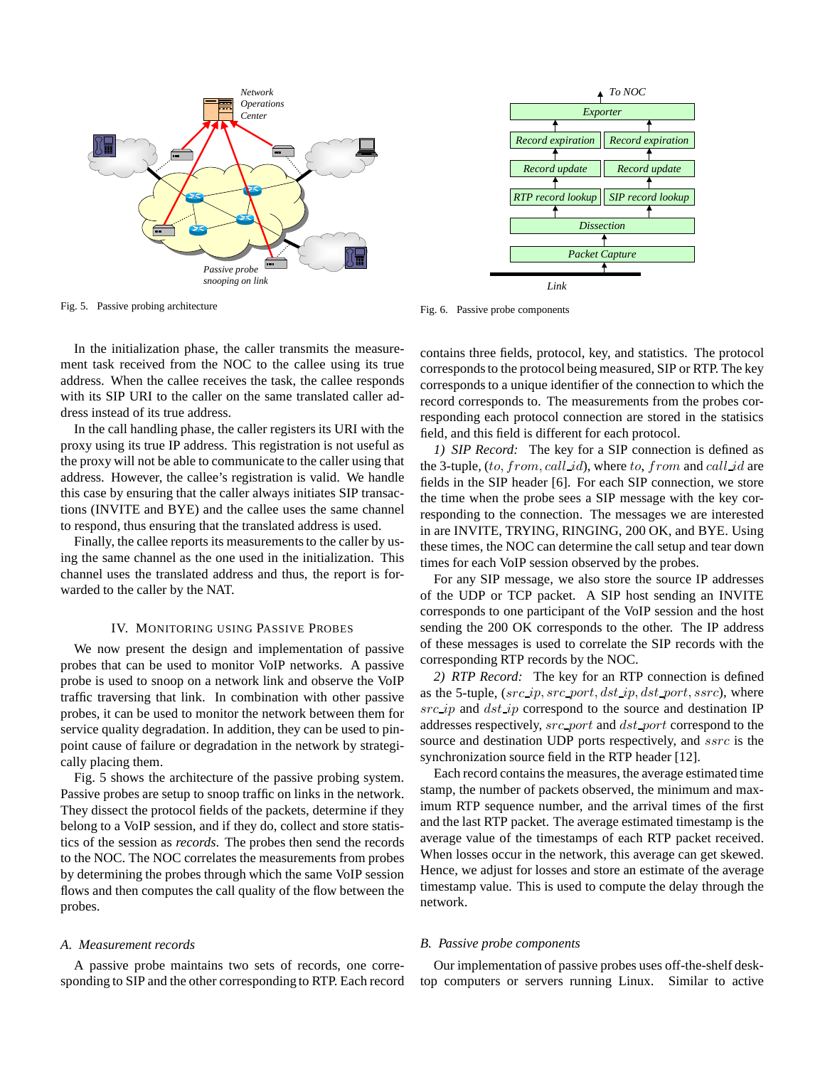Network Operations Center

Passive probe snooping on link

Fig. 5. Passive probing architecture

To NOC

Exporter

Record expiration

Record expiration

Record update

Record update

RTP record lookup

SIP record lookup

Dissection

Packet Capture

Link

Fig. 6. Passive probe components

In the initialization phase, the caller transmits the measurement task received from the NOC to the callee using its true address. When the callee receives the task, the callee responds with its SIP URI to the caller on the same translated caller address instead of its true address.

In the call handling phase, the caller registers its URI with the proxy using its true IP address. This registration is not useful as the proxy will not be able to communicate to the caller using that address. However, the callee's registration is valid. We handle this case by ensuring that the caller always initiates SIP transactions (INVITE and BYE) and the callee uses the same channel to respond, thus ensuring that the translated address is used.

Finally, the callee reports its measurements to the caller by using the same channel as the one used in the initialization. This channel uses the translated address and thus, the report is forwarded to the caller by the NAT.

## IV. Monitoring using Passive Probes

We now present the design and implementation of passive probes that can be used to monitor VoIP networks. A passive probe is used to snoop on a network link and observe the VoIP traffic traversing that link. In combination with other passive probes, it can be used to monitor the network between them for service quality degradation. In addition, they can be used to pinpoint cause of failure or degradation in the network by strategically placing them.

Fig. 5 shows the architecture of the passive probing system. Passive probes are setup to snoop traffic on links in the network. They dissect the protocol fields of the packets, determine if they belong to a VoIP session, and if they do, collect and store statistics of the session as *records*. The probes then send the records to the NOC. The NOC correlates the measurements from probes by determining the probes through which the same VoIP session flows and then computes the call quality of the flow between the probes.

### A. Measurement records

A passive probe maintains two sets of records, one corresponding to SIP and the other corresponding to RTP. Each record contains three fields, protocol, key, and statistics. The protocol corresponds to the protocol being measured, SIP or RTP. The key corresponds to a unique identifier of the connection to which the record corresponds to. The measurements from the probes corresponding each protocol connection are stored in the statistics field, and this field is different for each protocol.

*1) SIP Record:* The key for a SIP connection is defined as the 3-tuple, $(to, from, call\_id)$, where $to$, $from$ and $call\_id$ are fields in the SIP header [6]. For each SIP connection, we store the time when the probe sees a SIP message with the key corresponding to the connection. The messages we are interested in are INVITE, TRYING, RINGING, 200 OK, and BYE. Using these times, the NOC can determine the call setup and tear down times for each VoIP session observed by the probes.

For any SIP message, we also store the source IP addresses of the UDP or TCP packet. A SIP host sending an INVITE corresponds to one participant of the VoIP session and the host sending the 200 OK corresponds to the other. The IP address of these messages is used to correlate the SIP records with the corresponding RTP records by the NOC.

*2) RTP Record:* The key for an RTP connection is defined as the 5-tuple, $(src\_ip, src\_port, dst\_ip, dst\_port, ssrc)$, where $src\_ip$ and $dst\_ip$ correspond to the source and destination IP addresses respectively, $src\_port$ and $dst\_port$ correspond to the source and destination UDP ports respectively, and $ssrc$ is the synchronization source field in the RTP header [12].

Each record contains the measures, the average estimated time stamp, the number of packets observed, the minimum and maximum RTP sequence number, and the arrival times of the first and the last RTP packet. The average estimated timestamp is the average value of the timestamps of each RTP packet received. When losses occur in the network, this average can get skewed. Hence, we adjust for losses and store an estimate of the average timestamp value. This is used to compute the delay through the network.

### B. Passive probe components

Our implementation of passive probes uses off-the-shelf desktop computers or servers running Linux. Similar to active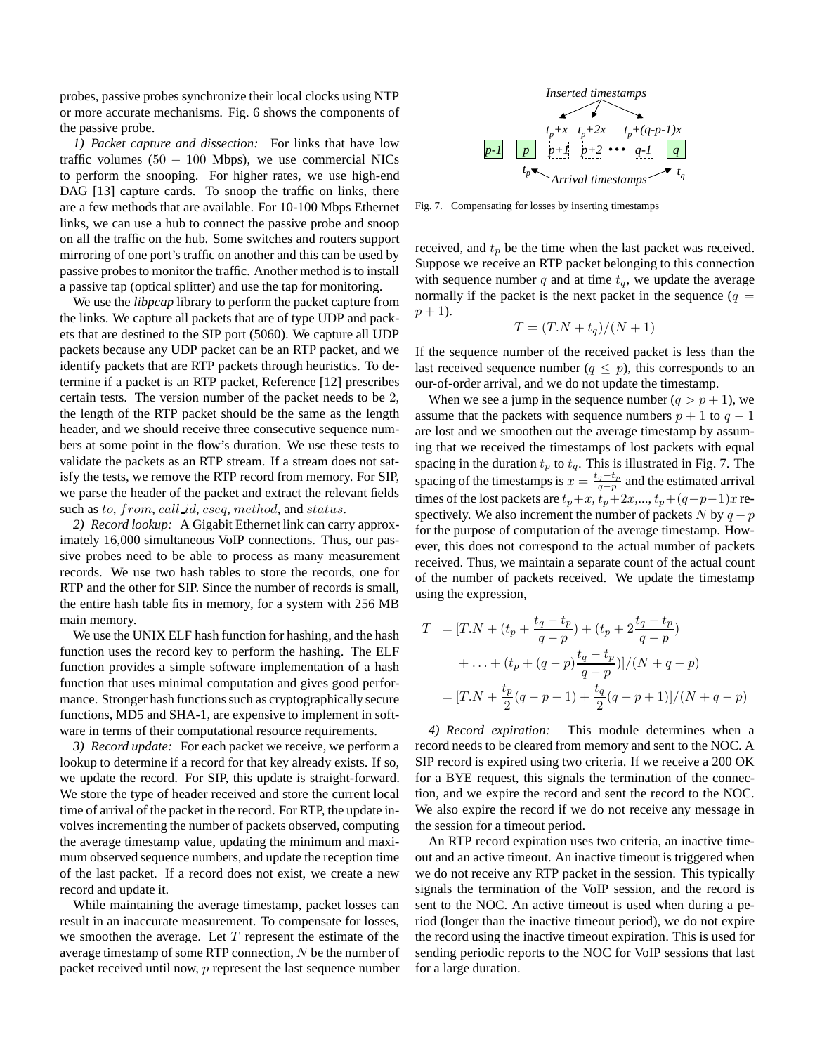probes, passive probes synchronize their local clocks using NTP or more accurate mechanisms. Fig. 6 shows the components of the passive probe.

*1) Packet capture and dissection:* For links that have low traffic volumes ($50-100$ Mbps), we use commercial NICs to perform the snooping. For higher rates, we use high-end DAG [13] capture cards. To snoop the traffic on links, there are a few methods that are available. For 10-100 Mbps Ethernet links, we can use a hub to connect the passive probe and snoop on all the traffic on the hub. Some switches and routers support mirroring of one port's traffic on another and this can be used by passive probes to monitor the traffic. Another method is to install a passive tap (optical splitter) and use the tap for monitoring.

We use the *libpcap* library to perform the packet capture from the links. We capture all packets that are of type UDP and packets that are destined to the SIP port (5060). We capture all UDP packets because any UDP packet can be an RTP packet, and we identify packets that are RTP packets through heuristics. To determine if a packet is an RTP packet, Reference [12] prescribes certain tests. The version number of the packet needs to be 2, the length of the RTP packet should be the same as the length header, and we should receive three consecutive sequence numbers at some point in the flow's duration. We use these tests to validate the packets as an RTP stream. If a stream does not satisfy the tests, we remove the RTP record from memory. For SIP, we parse the header of the packet and extract the relevant fields such as $to$, $from$, $call\_id$, $cseq$, $method$, and $status$.

*2) Record lookup:* A Gigabit Ethernet link can carry approximately 16,000 simultaneous VoIP connections. Thus, our passive probes need to be able to process as many measurement records. We use two hash tables to store the records, one for RTP and the other for SIP. Since the number of records is small, the entire hash table fits in memory, for a system with 256 MB main memory.

We use the UNIX ELF hash function for hashing, and the hash function uses the record key to perform the hashing. The ELF function provides a simple software implementation of a hash function that uses minimal computation and gives good performance. Stronger hash functions such as cryptographically secure functions, MD5 and SHA-1, are expensive to implement in software in terms of their computational resource requirements.

*3) Record update:* For each packet we receive, we perform a lookup to determine if a record for that key already exists. If so, we update the record. For SIP, this update is straight-forward. We store the type of header received and store the current local time of arrival of the packet in the record. For RTP, the update involves incrementing the number of packets observed, computing the average timestamp value, updating the minimum and maximum observed sequence numbers, and update the reception time of the last packet. If a record does not exist, we create a new record and update it.

While maintaining the average timestamp, packet losses can result in an inaccurate measurement. To compensate for losses, we smoothen the average. Let $T$ represent the estimate of the average timestamp of some RTP connection, $N$ be the number of packet received until now, $p$ represent the last sequence number received, and $t_p$ be the time when the last packet was received. Suppose we receive an RTP packet belonging to this connection with sequence number $q$ and at time $t_q$, we update the average normally if the packet is the next packet in the sequence ($q = p+1$).

$$T = (T.N + t_q)/(N+1)$$

If the sequence number of the received packet is less than the last received sequence number ($q \leq p$), this corresponds to an our-of-order arrival, and we do not update the timestamp.

When we see a jump in the sequence number ($q > p+1$), we assume that the packets with sequence numbers $p+1$ to $q-1$ are lost and we smoothen out the average timestamp by assuming that we received the timestamps of lost packets with equal spacing in the duration $t_p$ to $t_q$. This is illustrated in Fig. 7. The spacing of the timestamps is $x = \frac{t_q - t_p}{q-p}$ and the estimated arrival times of the lost packets are $t_p+x$, $t_p+2x$,..., $t_p+(q-p-1)x$ respectively. We also increment the number of packets $N$ by $q-p$ for the purpose of computation of the average timestamp. However, this does not correspond to the actual number of packets received. Thus, we maintain a separate count of the actual count of the number of packets received. We update the timestamp using the expression,

$$\begin{aligned}
T &= [T.N + (t_p + \frac{t_q - t_p}{q-p}) + (t_p + 2\frac{t_q - t_p}{q-p}) \\
&\quad + \ldots + (t_p + (q-p)\frac{t_q - t_p}{q-p})]/(N+q-p) \\
&= [T.N + \frac{t_p}{2}(q-p-1) + \frac{t_q}{2}(q-p+1)]/(N+q-p)
\end{aligned}$$

Fig. 7. Compensating for losses by inserting timestamps

*4) Record expiration:* This module determines when a record needs to be cleared from memory and sent to the NOC. A SIP record is expired using two criteria. If we receive a 200 OK for a BYE request, this signals the termination of the connection, and we expire the record and sent the record to the NOC. We also expire the record if we do not receive any message in the session for a timeout period.

An RTP record expiration uses two criteria, an inactive timeout and an active timeout. An inactive timeout is triggered when we do not receive any RTP packet in the session. This typically signals the termination of the VoIP session, and the record is sent to the NOC. An active timeout is used when during a period (longer than the inactive timeout period), we do not expire the record using the inactive timeout expiration. This is used for sending periodic reports to the NOC for VoIP sessions that last for a large duration.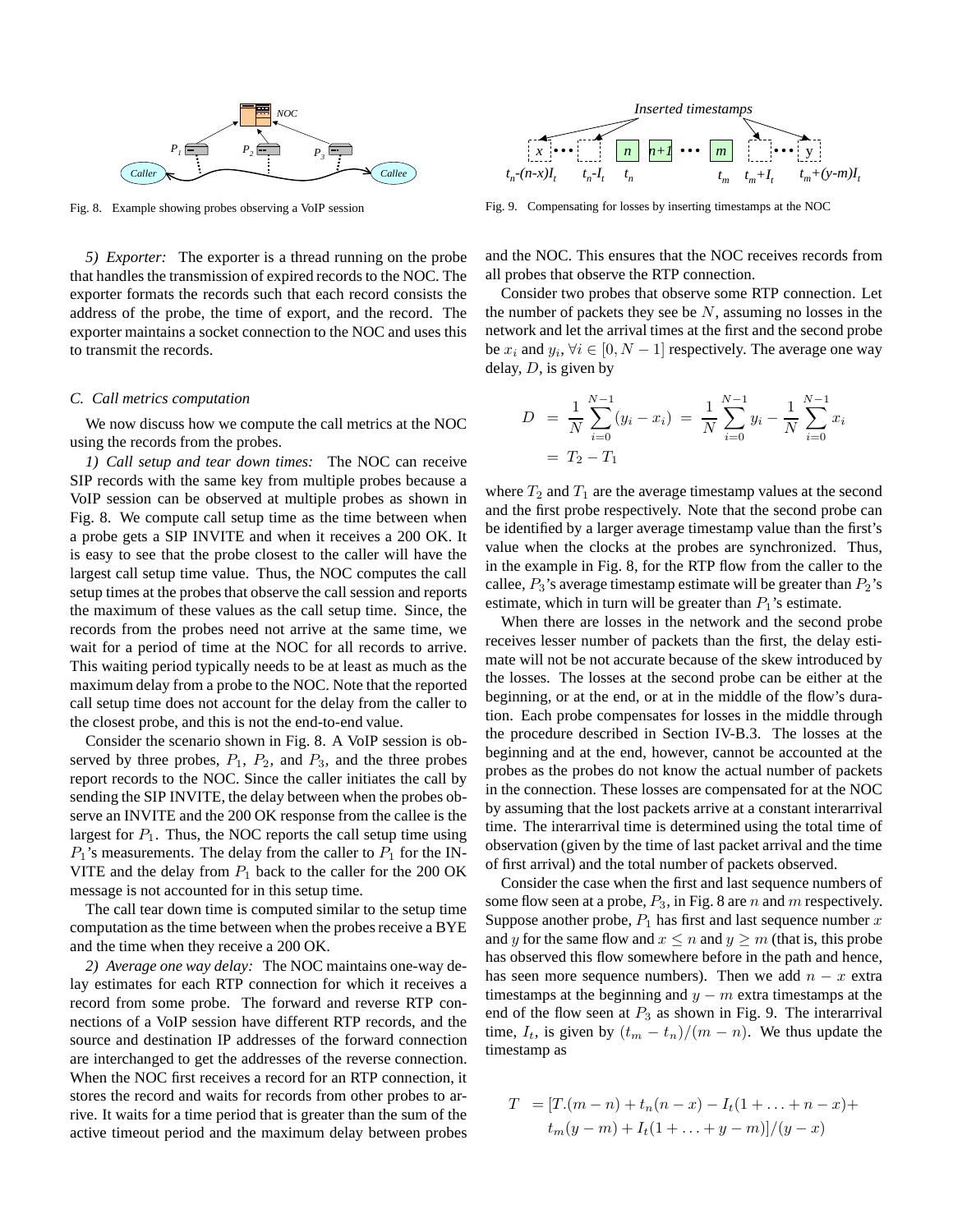Fig. 8. Example showing probes observing a VoIP session

Fig. 9. Compensating for losses by inserting timestamps at the NOC

*5) Exporter:* The exporter is a thread running on the probe that handles the transmission of expired records to the NOC. The exporter formats the records such that each record consists the address of the probe, the time of export, and the record. The exporter maintains a socket connection to the NOC and uses this to transmit the records.

### C. Call metrics computation

We now discuss how we compute the call metrics at the NOC using the records from the probes.

*1) Call setup and tear down times:* The NOC can receive SIP records with the same key from multiple probes because a VoIP session can be observed at multiple probes as shown in Fig. 8. We compute call setup time as the time between when a probe gets a SIP INVITE and when it receives a 200 OK. It is easy to see that the probe closest to the caller will have the largest call setup time value. Thus, the NOC computes the call setup times at the probes that observe the call session and reports the maximum of these values as the call setup time. Since, the records from the probes need not arrive at the same time, we wait for a period of time at the NOC for all records to arrive. This waiting period typically needs to be at least as much as the maximum delay from a probe to the NOC. Note that the reported call setup time does not account for the delay from the caller to the closest probe, and this is not the end-to-end value.

Consider the scenario shown in Fig. 8. A VoIP session is observed by three probes, $P_1$, $P_2$, and $P_3$, and the three probes report records to the NOC. Since the caller initiates the call by sending the SIP INVITE, the delay between when the probes observe an INVITE and the 200 OK response from the callee is the largest for $P_1$. Thus, the NOC reports the call setup time using $P_1$'s measurements. The delay from the caller to $P_1$ for the INVITE and the delay from $P_1$ back to the caller for the 200 OK message is not accounted for in this setup time.

The call tear down time is computed similar to the setup time computation as the time between when the probes receive a BYE and the time when they receive a 200 OK.

*2) Average one way delay:* The NOC maintains one-way delay estimates for each RTP connection for which it receives a record from some probe. The forward and reverse RTP connections of a VoIP session have different RTP records, and the source and destination IP addresses of the forward connection are interchanged to get the addresses of the reverse connection. When the NOC first receives a record for an RTP connection, it stores the record and waits for records from other probes to arrive. It waits for a time period that is greater than the sum of the active timeout period and the maximum delay between probes and the NOC. This ensures that the NOC receives records from all probes that observe the RTP connection.

Consider two probes that observe some RTP connection. Let the number of packets they see be $N$, assuming no losses in the network and let the arrival times at the first and the second probe be $x_i$ and $y_i$, $\forall i \in [0, N-1]$ respectively. The average one way delay, $D$, is given by

$$
\begin{aligned}
D &= \frac{1}{N}\sum_{i=0}^{N-1}(y_i - x_i) = \frac{1}{N}\sum_{i=0}^{N-1} y_i - \frac{1}{N}\sum_{i=0}^{N-1} x_i \\
&= T_2 - T_1
\end{aligned}
$$

where $T_2$ and $T_1$ are the average timestamp values at the second and the first probe respectively. Note that the second probe can be identified by a larger average timestamp value than the first's value when the clocks at the probes are synchronized. Thus, in the example in Fig. 8, for the RTP flow from the caller to the callee, $P_3$'s average timestamp estimate will be greater than $P_2$'s estimate, which in turn will be greater than $P_1$'s estimate.

When there are losses in the network and the second probe receives lesser number of packets than the first, the delay estimate will not be not accurate because of the skew introduced by the losses. The losses at the second probe can be either at the beginning, or at the end, or at in the middle of the flow's duration. Each probe compensates for losses in the middle through the procedure described in Section IV-B.3. The losses at the beginning and at the end, however, cannot be accounted at the probes as the probes do not know the actual number of packets in the connection. These losses are compensated for at the NOC by assuming that the lost packets arrive at a constant interarrival time. The interarrival time is determined using the total time of observation (given by the time of last packet arrival and the time of first arrival) and the total number of packets observed.

Consider the case when the first and last sequence numbers of some flow seen at a probe, $P_3$, in Fig. 8 are $n$ and $m$ respectively. Suppose another probe, $P_1$ has first and last sequence number $x$ and $y$ for the same flow and $x \leq n$ and $y \geq m$ (that is, this probe has observed this flow somewhere before in the path and hence, has seen more sequence numbers). Then we add $n - x$ extra timestamps at the beginning and $y - m$ extra timestamps at the end of the flow seen at $P_3$ as shown in Fig. 9. The interarrival time, $I_t$, is given by $(t_m - t_n)/(m - n)$. We thus update the timestamp as

$$
\begin{aligned}
T \;=\; &[T.(m-n) + t_n(n-x) - I_t(1 + \ldots + n - x) + \\
&t_m(y-m) + I_t(1 + \ldots + y - m)]/(y - x)
\end{aligned}
$$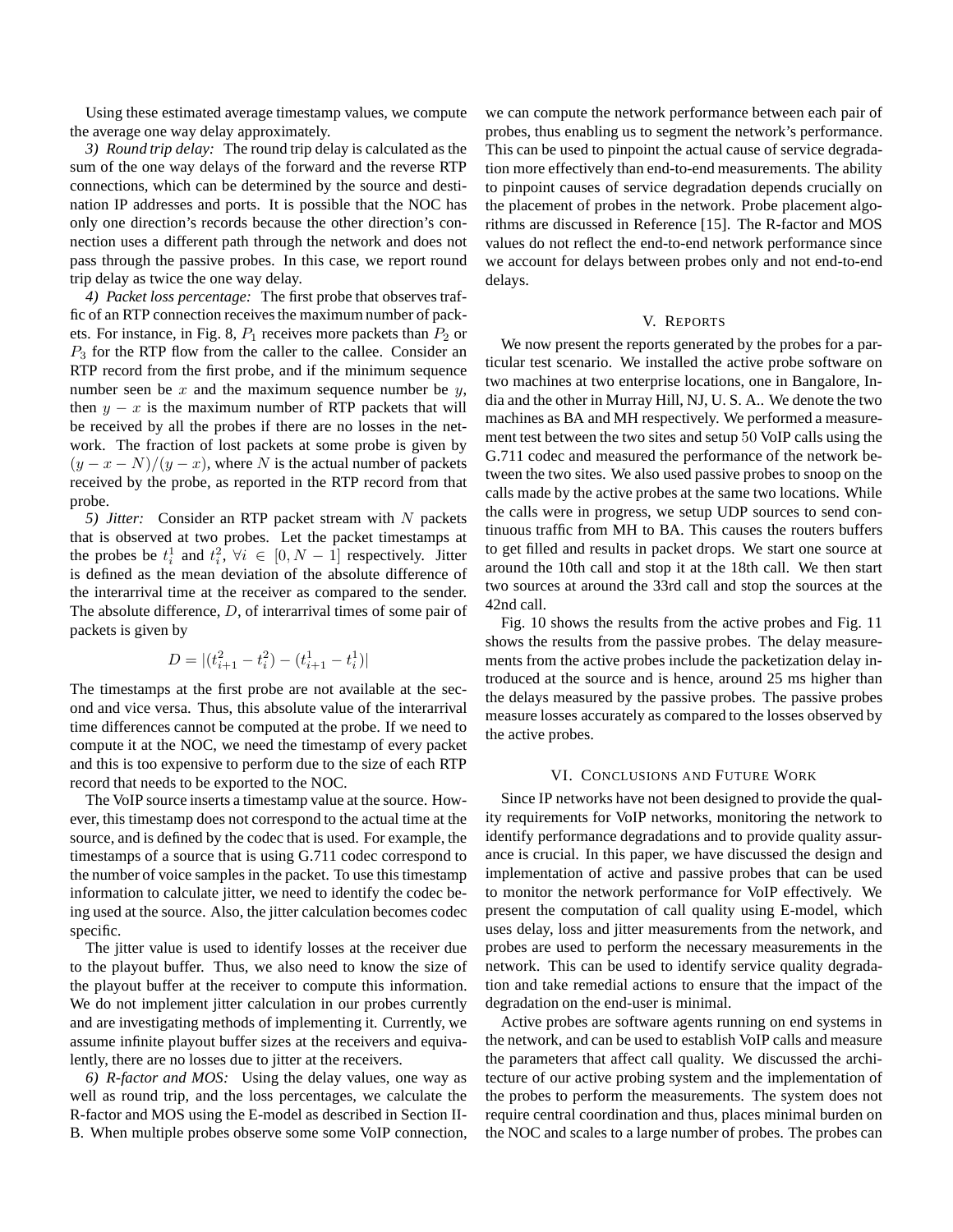Using these estimated average timestamp values, we compute the average one way delay approximately.

*3) Round trip delay:* The round trip delay is calculated as the sum of the one way delays of the forward and the reverse RTP connections, which can be determined by the source and destination IP addresses and ports. It is possible that the NOC has only one direction's records because the other direction's connection uses a different path through the network and does not pass through the passive probes. In this case, we report round trip delay as twice the one way delay.

*4) Packet loss percentage:* The first probe that observes traffic of an RTP connection receives the maximum number of packets. For instance, in Fig. 8, $P_1$ receives more packets than $P_2$ or $P_3$ for the RTP flow from the caller to the callee. Consider an RTP record from the first probe, and if the minimum sequence number seen be $x$ and the maximum sequence number be $y$, then $y - x$ is the maximum number of RTP packets that will be received by all the probes if there are no losses in the network. The fraction of lost packets at some probe is given by $(y - x - N)/(y - x)$, where $N$ is the actual number of packets received by the probe, as reported in the RTP record from that probe.

*5) Jitter:* Consider an RTP packet stream with $N$ packets that is observed at two probes. Let the packet timestamps at the probes be $t_i^1$ and $t_i^2$, $\forall i \in [0, N-1]$ respectively. Jitter is defined as the mean deviation of the absolute difference of the interarrival time at the receiver as compared to the sender. The absolute difference, $D$, of interarrival times of some pair of packets is given by

$$D = |(t_{i+1}^2 - t_i^2) - (t_{i+1}^1 - t_i^1)|$$

The timestamps at the first probe are not available at the second and vice versa. Thus, this absolute value of the interarrival time differences cannot be computed at the probe. If we need to compute it at the NOC, we need the timestamp of every packet and this is too expensive to perform due to the size of each RTP record that needs to be exported to the NOC.

The VoIP source inserts a timestamp value at the source. However, this timestamp does not correspond to the actual time at the source, and is defined by the codec that is used. For example, the timestamps of a source that is using G.711 codec correspond to the number of voice samples in the packet. To use this timestamp information to calculate jitter, we need to identify the codec being used at the source. Also, the jitter calculation becomes codec specific.

The jitter value is used to identify losses at the receiver due to the playout buffer. Thus, we also need to know the size of the playout buffer at the receiver to compute this information. We do not implement jitter calculation in our probes currently and are investigating methods of implementing it. Currently, we assume infinite playout buffer sizes at the receivers and equivalently, there are no losses due to jitter at the receivers.

*6) R-factor and MOS:* Using the delay values, one way as well as round trip, and the loss percentages, we calculate the R-factor and MOS using the E-model as described in Section II-B. When multiple probes observe some some VoIP connection, we can compute the network performance between each pair of probes, thus enabling us to segment the network's performance. This can be used to pinpoint the actual cause of service degradation more effectively than end-to-end measurements. The ability to pinpoint causes of service degradation depends crucially on the placement of probes in the network. Probe placement algorithms are discussed in Reference [15]. The R-factor and MOS values do not reflect the end-to-end network performance since we account for delays between probes only and not end-to-end delays.

## V. Reports

We now present the reports generated by the probes for a particular test scenario. We installed the active probe software on two machines at two enterprise locations, one in Bangalore, India and the other in Murray Hill, NJ, U. S. A.. We denote the two machines as BA and MH respectively. We performed a measurement test between the two sites and setup 50 VoIP calls using the G.711 codec and measured the performance of the network between the two sites. We also used passive probes to snoop on the calls made by the active probes at the same two locations. While the calls were in progress, we setup UDP sources to send continuous traffic from MH to BA. This causes the routers buffers to get filled and results in packet drops. We start one source at around the 10th call and stop it at the 18th call. We then start two sources at around the 33rd call and stop the sources at the 42nd call.

Fig. 10 shows the results from the active probes and Fig. 11 shows the results from the passive probes. The delay measurements from the active probes include the packetization delay introduced at the source and is hence, around 25 ms higher than the delays measured by the passive probes. The passive probes measure losses accurately as compared to the losses observed by the active probes.

## VI. Conclusions and Future Work

Since IP networks have not been designed to provide the quality requirements for VoIP networks, monitoring the network to identify performance degradations and to provide quality assurance is crucial. In this paper, we have discussed the design and implementation of active and passive probes that can be used to monitor the network performance for VoIP effectively. We present the computation of call quality using E-model, which uses delay, loss and jitter measurements from the network, and probes are used to perform the necessary measurements in the network. This can be used to identify service quality degradation and take remedial actions to ensure that the impact of the degradation on the end-user is minimal.

Active probes are software agents running on end systems in the network, and can be used to establish VoIP calls and measure the parameters that affect call quality. We discussed the architecture of our active probing system and the implementation of the probes to perform the measurements. The system does not require central coordination and thus, places minimal burden on the NOC and scales to a large number of probes. The probes can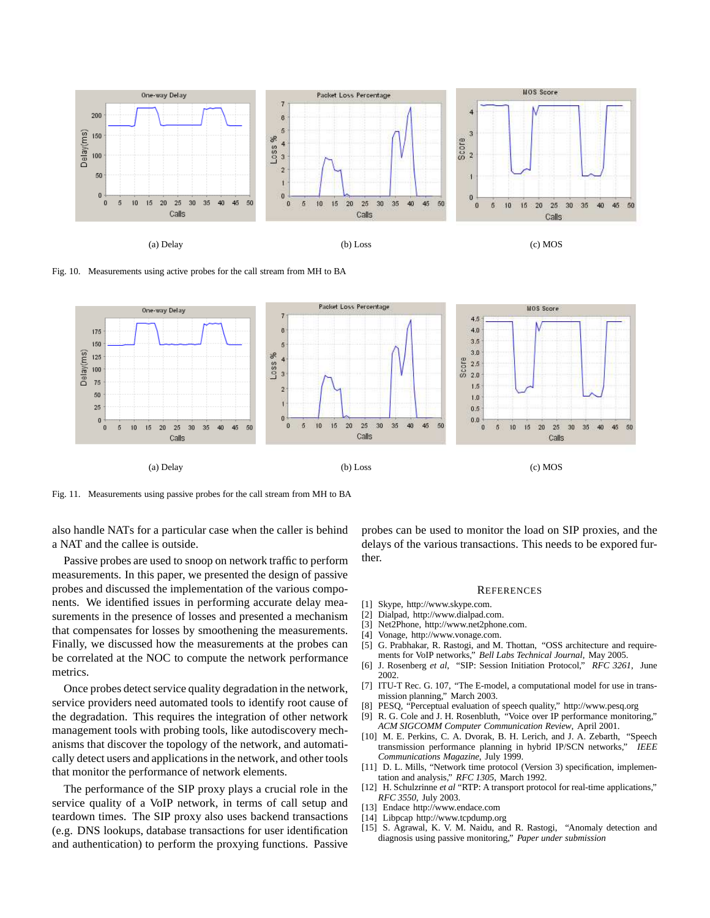One-way Delay

Delay(ms)

200
150
100
50
0

0 5 10 15 20 25 30 35 40 45 50

Calls

Packet Loss Percentage

Loss %

7
6
5
4
3
2
1
0

0 5 10 15 20 25 30 35 40 45 50

Calls

MOS Score

Score

4
3
2
1
0

0 5 10 15 20 25 30 35 40 45 50

Calls

(a) Delay

(b) Loss

(c) MOS

Fig. 10. Measurements using active probes for the call stream from MH to BA

One-way Delay

Delay(ms)

175
150
125
100
75
50
25
0

0 5 10 15 20 25 30 35 40 45 50

Calls

Packet Loss Percentage

Loss %

7
6
5
4
3
2
1
0

0 5 10 15 20 25 30 35 40 45 50

Calls

MOS Score

Score

4.5
4.0
3.5
3.0
2.5
2.0
1.5
1.0
0.5
0.0

0 5 10 15 20 25 30 35 40 45 50

Calls

(a) Delay

(b) Loss

(c) MOS

Fig. 11. Measurements using passive probes for the call stream from MH to BA

also handle NATs for a particular case when the caller is behind a NAT and the callee is outside.

Passive probes are used to snoop on network traffic to perform measurements. In this paper, we presented the design of passive probes and discussed the implementation of the various components. We identified issues in performing accurate delay measurements in the presence of losses and presented a mechanism that compensates for losses by smoothening the measurements. Finally, we discussed how the measurements at the probes can be correlated at the NOC to compute the network performance metrics.

Once probes detect service quality degradation in the network, service providers need automated tools to identify root cause of the degradation. This requires the integration of other network management tools with probing tools, like autodiscovery mechanisms that discover the topology of the network, and automatically detect users and applications in the network, and other tools that monitor the performance of network elements.

The performance of the SIP proxy plays a crucial role in the service quality of a VoIP network, in terms of call setup and teardown times. The SIP proxy also uses backend transactions (e.g. DNS lookups, database transactions for user identification and authentication) to perform the proxying functions. Passive probes can be used to monitor the load on SIP proxies, and the delays of the various transactions. This needs to be exposed further.

## References

[1] Skype, http://www.skype.com.
[2] Dialpad, http://www.dialpad.com.
[3] Net2Phone, http://www.net2phone.com.
[4] Vonage, http://www.vonage.com.
[5] G. Prabhakar, R. Rastogi, and M. Thottan, "OSS architecture and requirements for VoIP networks," *Bell Labs Technical Journal*, May 2005.
[6] J. Rosenberg *et al*, "SIP: Session Initiation Protocol," *RFC 3261*, June 2002.
[7] ITU-T Rec. G. 107, "The E-model, a computational model for use in transmission planning," March 2003.
[8] PESQ, "Perceptual evaluation of speech quality," http://www.pesq.org
[9] R. G. Cole and J. H. Rosenbluth, "Voice over IP performance monitoring," *ACM SIGCOMM Computer Communication Review*, April 2001.
[10] M. E. Perkins, C. A. Dvorak, B. H. Lerich, and J. A. Zebarth, "Speech transmission performance planning in hybrid IP/SCN networks," *IEEE Communications Magazine*, July 1999.
[11] D. L. Mills, "Network time protocol (Version 3) specification, implementation and analysis," *RFC 1305*, March 1992.
[12] H. Schulzrinne *et al* "RTP: A transport protocol for real-time applications," *RFC 3550*, July 2003.
[13] Endace http://www.endace.com
[14] Libpcap http://www.tcpdump.org
[15] S. Agrawal, K. V. M. Naidu, and R. Rastogi, "Anomaly detection and diagnosis using passive monitoring," *Paper under submission*